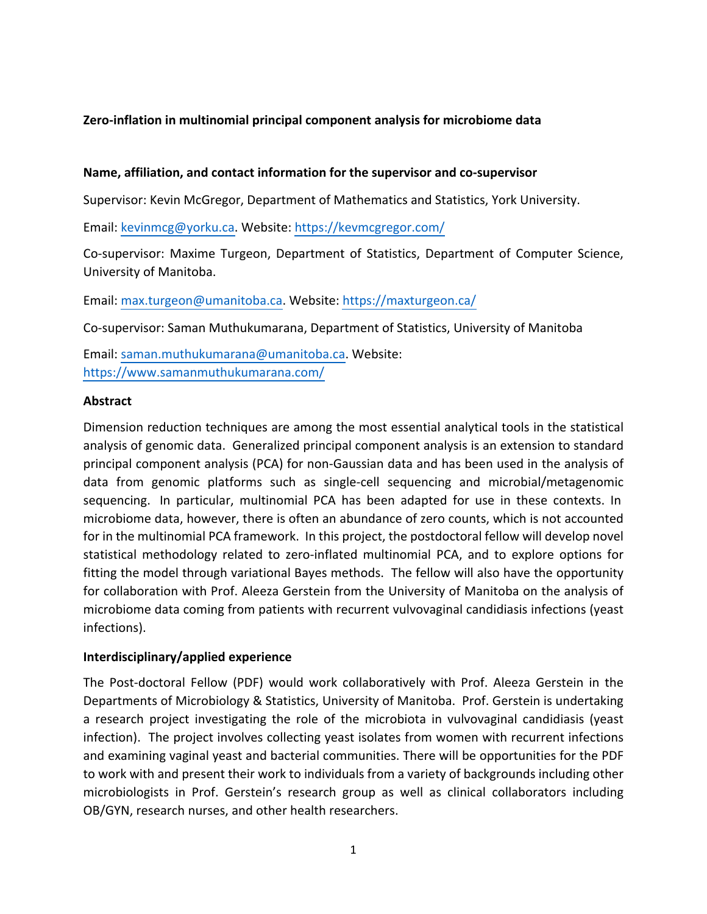**Zero-inflation in multinomial principal component analysis for microbiome data**

**Name, affiliation, and contact information for the supervisor and co-supervisor**

Supervisor: Kevin McGregor, Department of Mathematics and Statistics, York University.

Email: kevinmcg@yorku.ca. Website: https://kevmcgregor.com/

Co-supervisor: Maxime Turgeon, Department of Statistics, Department of Computer Science, University of Manitoba.

Email: max.turgeon@umanitoba.ca. Website: https://maxturgeon.ca/

Co-supervisor: Saman Muthukumarana, Department of Statistics, University of Manitoba

Email: saman.muthukumarana@umanitoba.ca. Website: https://www.samanmuthukumarana.com/

**Abstract**

Dimension reduction techniques are among the most essential analytical tools in the statistical analysis of genomic data. Generalized principal component analysis is an extension to standard principal component analysis (PCA) for non-Gaussian data and has been used in the analysis of data from genomic platforms such as single-cell sequencing and microbial/metagenomic sequencing. In particular, multinomial PCA has been adapted for use in these contexts. In microbiome data, however, there is often an abundance of zero counts, which is not accounted for in the multinomial PCA framework. In this project, the postdoctoral fellow will develop novel statistical methodology related to zero-inflated multinomial PCA, and to explore options for fitting the model through variational Bayes methods. The fellow will also have the opportunity for collaboration with Prof. Aleeza Gerstein from the University of Manitoba on the analysis of microbiome data coming from patients with recurrent vulvovaginal candidiasis infections (yeast infections).

**Interdisciplinary/applied experience**

The Post-doctoral Fellow (PDF) would work collaboratively with Prof. Aleeza Gerstein in the Departments of Microbiology & Statistics, University of Manitoba. Prof. Gerstein is undertaking a research project investigating the role of the microbiota in vulvovaginal candidiasis (yeast infection). The project involves collecting yeast isolates from women with recurrent infections and examining vaginal yeast and bacterial communities. There will be opportunities for the PDF to work with and present their work to individuals from a variety of backgrounds including other microbiologists in Prof. Gerstein's research group as well as clinical collaborators including OB/GYN, research nurses, and other health researchers.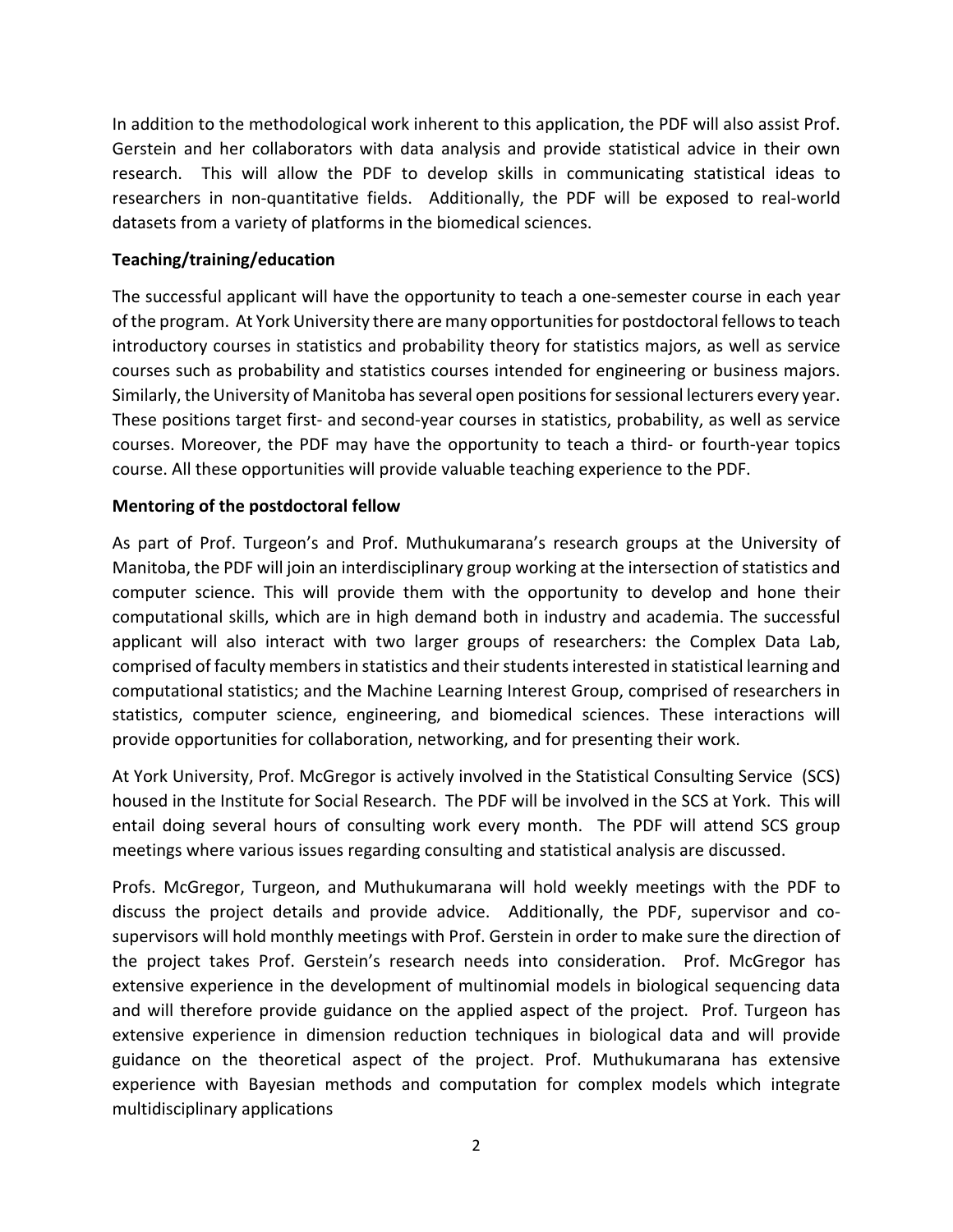In addition to the methodological work inherent to this application, the PDF will also assist Prof. Gerstein and her collaborators with data analysis and provide statistical advice in their own research. This will allow the PDF to develop skills in communicating statistical ideas to researchers in non-quantitative fields. Additionally, the PDF will be exposed to real-world datasets from a variety of platforms in the biomedical sciences.

**Teaching/training/education**

The successful applicant will have the opportunity to teach a one-semester course in each year of the program. At York University there are many opportunities for postdoctoral fellows to teach introductory courses in statistics and probability theory for statistics majors, as well as service courses such as probability and statistics courses intended for engineering or business majors. Similarly, the University of Manitoba has several open positions for sessional lecturers every year. These positions target first- and second-year courses in statistics, probability, as well as service courses. Moreover, the PDF may have the opportunity to teach a third- or fourth-year topics course. All these opportunities will provide valuable teaching experience to the PDF.

**Mentoring of the postdoctoral fellow**

As part of Prof. Turgeon's and Prof. Muthukumarana's research groups at the University of Manitoba, the PDF will join an interdisciplinary group working at the intersection of statistics and computer science. This will provide them with the opportunity to develop and hone their computational skills, which are in high demand both in industry and academia. The successful applicant will also interact with two larger groups of researchers: the Complex Data Lab, comprised of faculty members in statistics and their students interested in statistical learning and computational statistics; and the Machine Learning Interest Group, comprised of researchers in statistics, computer science, engineering, and biomedical sciences. These interactions will provide opportunities for collaboration, networking, and for presenting their work.

At York University, Prof. McGregor is actively involved in the Statistical Consulting Service (SCS) housed in the Institute for Social Research. The PDF will be involved in the SCS at York. This will entail doing several hours of consulting work every month. The PDF will attend SCS group meetings where various issues regarding consulting and statistical analysis are discussed.

Profs. McGregor, Turgeon, and Muthukumarana will hold weekly meetings with the PDF to discuss the project details and provide advice. Additionally, the PDF, supervisor and co-supervisors will hold monthly meetings with Prof. Gerstein in order to make sure the direction of the project takes Prof. Gerstein's research needs into consideration. Prof. McGregor has extensive experience in the development of multinomial models in biological sequencing data and will therefore provide guidance on the applied aspect of the project. Prof. Turgeon has extensive experience in dimension reduction techniques in biological data and will provide guidance on the theoretical aspect of the project. Prof. Muthukumarana has extensive experience with Bayesian methods and computation for complex models which integrate multidisciplinary applications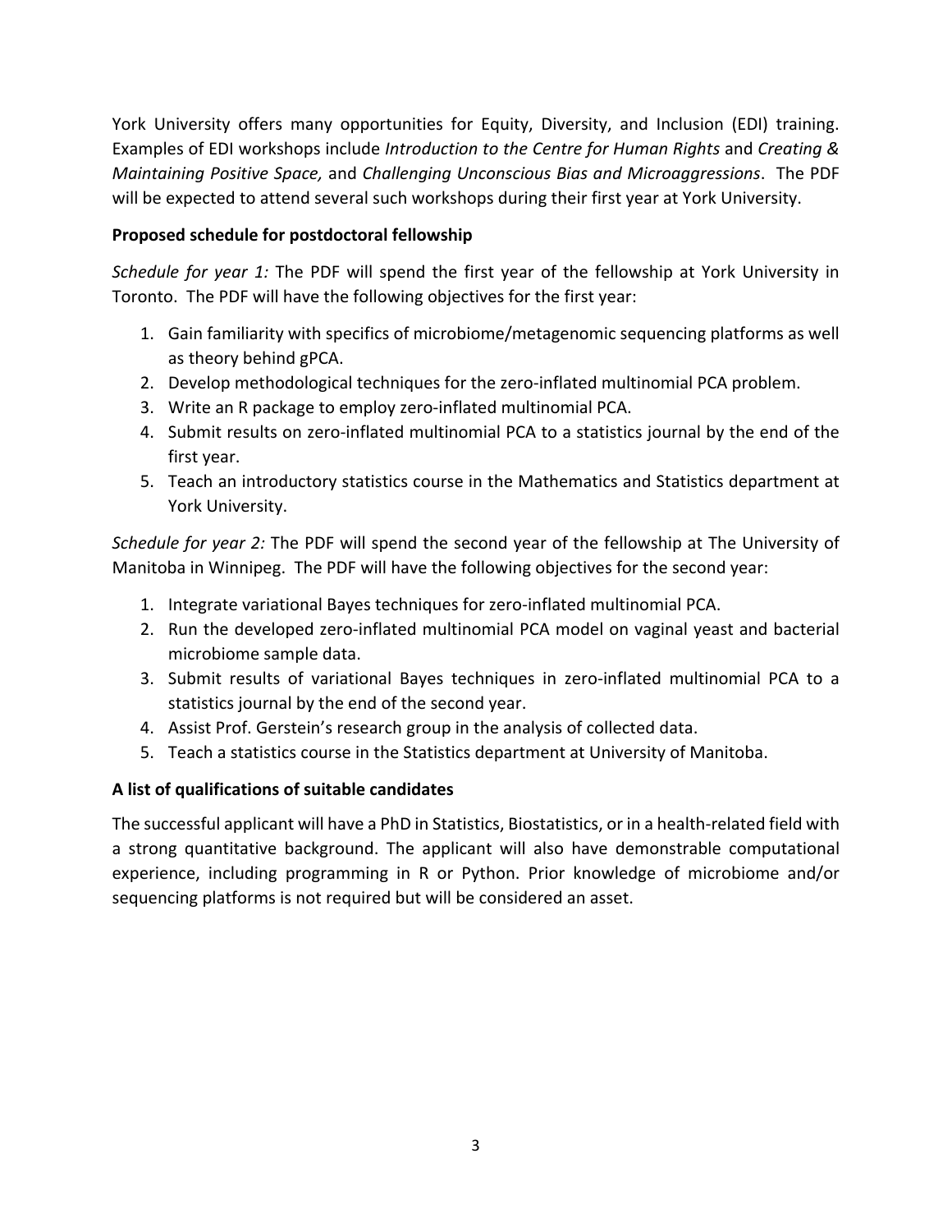York University offers many opportunities for Equity, Diversity, and Inclusion (EDI) training. Examples of EDI workshops include *Introduction to the Centre for Human Rights* and *Creating & Maintaining Positive Space,* and *Challenging Unconscious Bias and Microaggressions*. The PDF will be expected to attend several such workshops during their first year at York University.

**Proposed schedule for postdoctoral fellowship**

*Schedule for year 1:* The PDF will spend the first year of the fellowship at York University in Toronto. The PDF will have the following objectives for the first year:

1. Gain familiarity with specifics of microbiome/metagenomic sequencing platforms as well as theory behind gPCA.
2. Develop methodological techniques for the zero-inflated multinomial PCA problem.
3. Write an R package to employ zero-inflated multinomial PCA.
4. Submit results on zero-inflated multinomial PCA to a statistics journal by the end of the first year.
5. Teach an introductory statistics course in the Mathematics and Statistics department at York University.

*Schedule for year 2:* The PDF will spend the second year of the fellowship at The University of Manitoba in Winnipeg. The PDF will have the following objectives for the second year:

1. Integrate variational Bayes techniques for zero-inflated multinomial PCA.
2. Run the developed zero-inflated multinomial PCA model on vaginal yeast and bacterial microbiome sample data.
3. Submit results of variational Bayes techniques in zero-inflated multinomial PCA to a statistics journal by the end of the second year.
4. Assist Prof. Gerstein's research group in the analysis of collected data.
5. Teach a statistics course in the Statistics department at University of Manitoba.

**A list of qualifications of suitable candidates**

The successful applicant will have a PhD in Statistics, Biostatistics, or in a health-related field with a strong quantitative background. The applicant will also have demonstrable computational experience, including programming in R or Python. Prior knowledge of microbiome and/or sequencing platforms is not required but will be considered an asset.